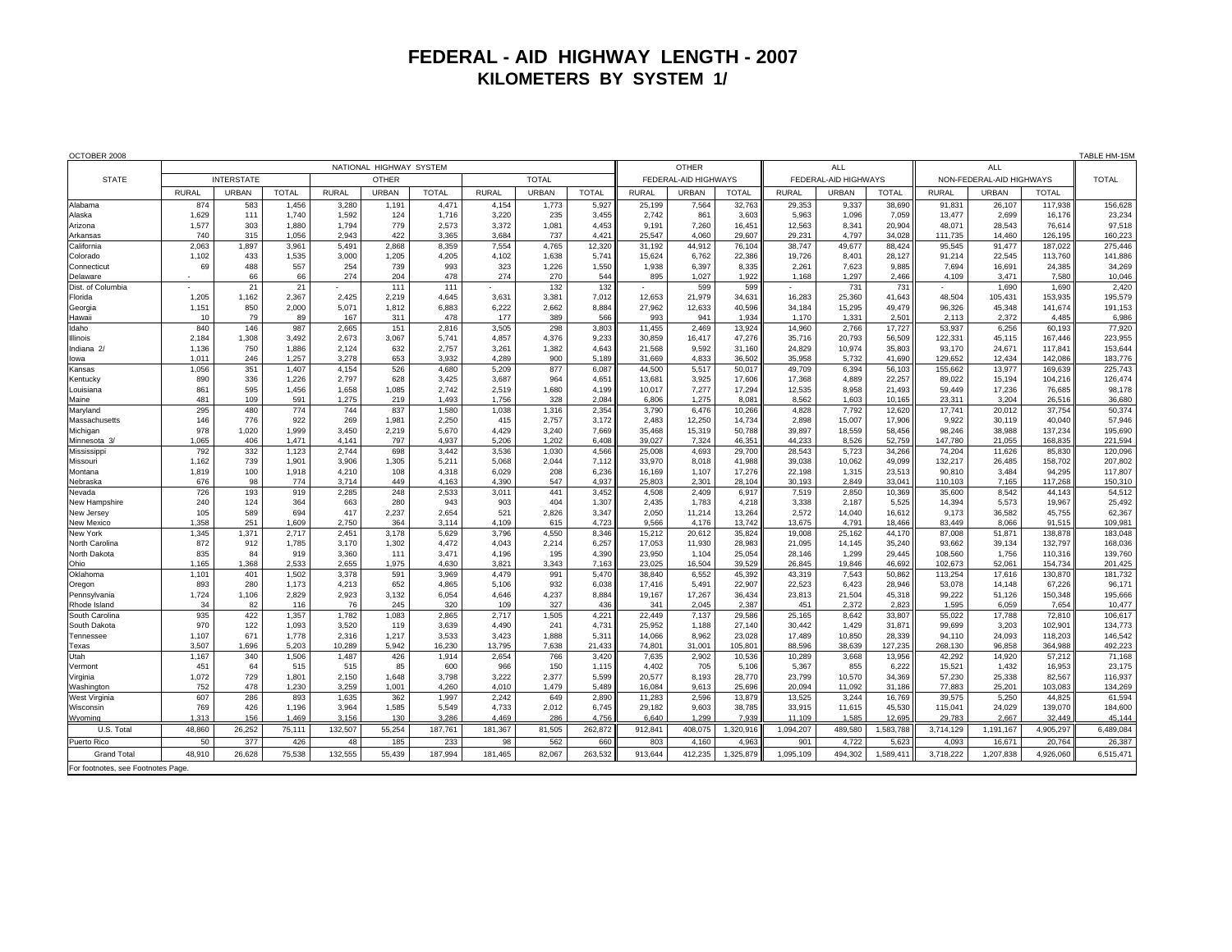# FEDERAL - AID HIGHWAY LENGTH - 2007
## KILOMETERS BY SYSTEM 1/

OCTOBER 2008 | TABLE HM-15M

| STATE | NATIONAL HIGHWAY SYSTEM | | | | | | | | | OTHER | | | ALL | | | ALL | | | TOTAL |
|---|---|---|---|---|---|---|---|---|---|---|---|---|---|---|---|---|---|---|---|
| | INTERSTATE | | | OTHER | | | TOTAL | | | FEDERAL-AID HIGHWAYS | | | FEDERAL-AID HIGHWAYS | | | NON-FEDERAL-AID HIGHWAYS | | | |
| | RURAL | URBAN | TOTAL | RURAL | URBAN | TOTAL | RURAL | URBAN | TOTAL | RURAL | URBAN | TOTAL | RURAL | URBAN | TOTAL | RURAL | URBAN | TOTAL | |
| Alabama | 874 | 583 | 1,456 | 3,280 | 1,191 | 4,471 | 4,154 | 1,773 | 5,927 | 25,199 | 7,564 | 32,763 | 29,353 | 9,337 | 38,690 | 91,831 | 26,107 | 117,938 | 156,628 |
| Alaska | 1,629 | 111 | 1,740 | 1,592 | 124 | 1,716 | 3,220 | 235 | 3,455 | 2,742 | 861 | 3,603 | 5,963 | 1,096 | 7,059 | 13,477 | 2,699 | 16,176 | 23,234 |
| Arizona | 1,577 | 303 | 1,880 | 1,794 | 779 | 2,573 | 3,372 | 1,081 | 4,453 | 9,191 | 7,260 | 16,451 | 12,563 | 8,341 | 20,904 | 48,071 | 28,543 | 76,614 | 97,518 |
| Arkansas | 740 | 315 | 1,056 | 2,943 | 422 | 3,365 | 3,684 | 737 | 4,421 | 25,547 | 4,060 | 29,607 | 29,231 | 4,797 | 34,028 | 111,735 | 14,460 | 126,195 | 160,223 |
| California | 2,063 | 1,897 | 3,961 | 5,491 | 2,868 | 8,359 | 7,554 | 4,765 | 12,320 | 31,192 | 44,912 | 76,104 | 38,747 | 49,677 | 88,424 | 95,545 | 91,477 | 187,022 | 275,446 |
| Colorado | 1,102 | 433 | 1,535 | 3,000 | 1,205 | 4,205 | 4,102 | 1,638 | 5,741 | 15,624 | 6,762 | 22,386 | 19,726 | 8,401 | 28,127 | 91,214 | 22,545 | 113,760 | 141,886 |
| Connecticut | 69 | 488 | 557 | 254 | 739 | 993 | 323 | 1,226 | 1,550 | 1,938 | 6,397 | 8,335 | 2,261 | 7,623 | 9,885 | 7,694 | 16,691 | 24,385 | 34,269 |
| Delaware | - | 66 | 66 | 274 | 204 | 478 | 274 | 270 | 544 | 895 | 1,027 | 1,922 | 1,168 | 1,297 | 2,466 | 4,109 | 3,471 | 7,580 | 10,046 |
| Dist. of Columbia | - | 21 | 21 | - | 111 | 111 | - | 132 | 132 | - | 599 | 599 | - | 731 | 731 | - | 1,690 | 1,690 | 2,420 |
| Florida | 1,205 | 1,162 | 2,367 | 2,425 | 2,219 | 4,645 | 3,631 | 3,381 | 7,012 | 12,653 | 21,979 | 34,631 | 16,283 | 25,360 | 41,643 | 48,504 | 105,431 | 153,935 | 195,579 |
| Georgia | 1,151 | 850 | 2,000 | 5,071 | 1,812 | 6,883 | 6,222 | 2,662 | 8,884 | 27,962 | 12,633 | 40,596 | 34,184 | 15,295 | 49,479 | 96,326 | 45,348 | 141,674 | 191,153 |
| Hawaii | 10 | 79 | 89 | 167 | 311 | 478 | 177 | 389 | 566 | 993 | 941 | 1,934 | 1,170 | 1,331 | 2,501 | 2,113 | 2,372 | 4,485 | 6,986 |
| Idaho | 840 | 146 | 987 | 2,665 | 151 | 2,816 | 3,505 | 298 | 3,803 | 11,455 | 2,469 | 13,924 | 14,960 | 2,766 | 17,727 | 53,937 | 6,256 | 60,193 | 77,920 |
| Illinois | 2,184 | 1,308 | 3,492 | 2,673 | 3,067 | 5,741 | 4,857 | 4,376 | 9,233 | 30,859 | 16,417 | 47,276 | 35,716 | 20,793 | 56,509 | 122,331 | 45,115 | 167,446 | 223,955 |
| Indiana 2/ | 1,136 | 750 | 1,886 | 2,124 | 632 | 2,757 | 3,261 | 1,382 | 4,643 | 21,568 | 9,592 | 31,160 | 24,829 | 10,974 | 35,803 | 93,170 | 24,671 | 117,841 | 153,644 |
| Iowa | 1,011 | 246 | 1,257 | 3,278 | 653 | 3,932 | 4,289 | 900 | 5,189 | 31,669 | 4,833 | 36,502 | 35,958 | 5,732 | 41,690 | 129,652 | 12,434 | 142,086 | 183,776 |
| Kansas | 1,056 | 351 | 1,407 | 4,154 | 526 | 4,680 | 5,209 | 877 | 6,087 | 44,500 | 5,517 | 50,017 | 49,709 | 6,394 | 56,103 | 155,662 | 13,977 | 169,639 | 225,743 |
| Kentucky | 890 | 336 | 1,226 | 2,797 | 628 | 3,425 | 3,687 | 964 | 4,651 | 13,681 | 3,925 | 17,606 | 17,368 | 4,889 | 22,257 | 89,022 | 15,194 | 104,216 | 126,474 |
| Louisiana | 861 | 595 | 1,456 | 1,658 | 1,085 | 2,742 | 2,519 | 1,680 | 4,199 | 10,017 | 7,277 | 17,294 | 12,535 | 8,958 | 21,493 | 59,449 | 17,236 | 76,685 | 98,178 |
| Maine | 481 | 109 | 591 | 1,275 | 219 | 1,493 | 1,756 | 328 | 2,084 | 6,806 | 1,275 | 8,081 | 8,562 | 1,603 | 10,165 | 23,311 | 3,204 | 26,516 | 36,680 |
| Maryland | 295 | 480 | 774 | 744 | 837 | 1,580 | 1,038 | 1,316 | 2,354 | 3,790 | 6,476 | 10,266 | 4,828 | 7,792 | 12,620 | 17,741 | 20,012 | 37,754 | 50,374 |
| Massachusetts | 146 | 776 | 922 | 269 | 1,981 | 2,250 | 415 | 2,757 | 3,172 | 2,483 | 12,250 | 14,734 | 2,898 | 15,007 | 17,906 | 9,922 | 30,119 | 40,040 | 57,946 |
| Michigan | 978 | 1,020 | 1,999 | 3,450 | 2,219 | 5,670 | 4,429 | 3,240 | 7,669 | 35,468 | 15,319 | 50,788 | 39,897 | 18,559 | 58,456 | 98,246 | 38,988 | 137,234 | 195,690 |
| Minnesota 3/ | 1,065 | 406 | 1,471 | 4,141 | 797 | 4,937 | 5,206 | 1,202 | 6,408 | 39,027 | 7,324 | 46,351 | 44,233 | 8,526 | 52,759 | 147,780 | 21,055 | 168,835 | 221,594 |
| Mississippi | 792 | 332 | 1,123 | 2,744 | 698 | 3,442 | 3,536 | 1,030 | 4,566 | 25,008 | 4,693 | 29,700 | 28,543 | 5,723 | 34,266 | 74,204 | 11,626 | 85,830 | 120,096 |
| Missouri | 1,162 | 739 | 1,901 | 3,906 | 1,305 | 5,211 | 5,068 | 2,044 | 7,112 | 33,970 | 8,018 | 41,988 | 39,038 | 10,062 | 49,099 | 132,217 | 26,485 | 158,702 | 207,802 |
| Montana | 1,819 | 100 | 1,918 | 4,210 | 108 | 4,318 | 6,029 | 208 | 6,236 | 16,169 | 1,107 | 17,276 | 22,198 | 1,315 | 23,513 | 90,810 | 3,484 | 94,295 | 117,807 |
| Nebraska | 676 | 98 | 774 | 3,714 | 449 | 4,163 | 4,390 | 547 | 4,937 | 25,803 | 2,301 | 28,104 | 30,193 | 2,849 | 33,041 | 110,103 | 7,165 | 117,268 | 150,310 |
| Nevada | 726 | 193 | 919 | 2,285 | 248 | 2,533 | 3,011 | 441 | 3,452 | 4,508 | 2,409 | 6,917 | 7,519 | 2,850 | 10,369 | 35,600 | 8,542 | 44,143 | 54,512 |
| New Hampshire | 240 | 124 | 364 | 663 | 280 | 943 | 903 | 404 | 1,307 | 2,435 | 1,783 | 4,218 | 3,338 | 2,187 | 5,525 | 14,394 | 5,573 | 19,967 | 25,492 |
| New Jersey | 105 | 589 | 694 | 417 | 2,237 | 2,654 | 521 | 2,826 | 3,347 | 2,050 | 11,214 | 13,264 | 2,572 | 14,040 | 16,612 | 9,173 | 36,582 | 45,755 | 62,367 |
| New Mexico | 1,358 | 251 | 1,609 | 2,750 | 364 | 3,114 | 4,109 | 615 | 4,723 | 9,566 | 4,176 | 13,742 | 13,675 | 4,791 | 18,466 | 83,449 | 8,066 | 91,515 | 109,981 |
| New York | 1,345 | 1,371 | 2,717 | 2,451 | 3,178 | 5,629 | 3,796 | 4,550 | 8,346 | 15,212 | 20,612 | 35,824 | 19,008 | 25,162 | 44,170 | 87,008 | 51,871 | 138,878 | 183,048 |
| North Carolina | 872 | 912 | 1,785 | 3,170 | 1,302 | 4,472 | 4,043 | 2,214 | 6,257 | 17,053 | 11,930 | 28,983 | 21,095 | 14,145 | 35,240 | 93,662 | 39,134 | 132,797 | 168,036 |
| North Dakota | 835 | 84 | 919 | 3,360 | 111 | 3,471 | 4,196 | 195 | 4,390 | 23,950 | 1,104 | 25,054 | 28,146 | 1,299 | 29,445 | 108,560 | 1,756 | 110,316 | 139,760 |
| Ohio | 1,165 | 1,368 | 2,533 | 2,655 | 1,975 | 4,630 | 3,821 | 3,343 | 7,163 | 23,025 | 16,504 | 39,529 | 26,845 | 19,846 | 46,692 | 102,673 | 52,061 | 154,734 | 201,425 |
| Oklahoma | 1,101 | 401 | 1,502 | 3,378 | 591 | 3,969 | 4,479 | 991 | 5,470 | 38,840 | 6,552 | 45,392 | 43,319 | 7,543 | 50,862 | 113,254 | 17,616 | 130,870 | 181,732 |
| Oregon | 893 | 280 | 1,173 | 4,213 | 652 | 4,865 | 5,106 | 932 | 6,038 | 17,416 | 5,491 | 22,907 | 22,523 | 6,423 | 28,946 | 53,078 | 14,148 | 67,226 | 96,171 |
| Pennsylvania | 1,724 | 1,106 | 2,829 | 2,923 | 3,132 | 6,054 | 4,646 | 4,237 | 8,884 | 19,167 | 17,267 | 36,434 | 23,813 | 21,504 | 45,318 | 99,222 | 51,126 | 150,348 | 195,666 |
| Rhode Island | 34 | 82 | 116 | 76 | 245 | 320 | 109 | 327 | 436 | 341 | 2,045 | 2,387 | 451 | 2,372 | 2,823 | 1,595 | 6,059 | 7,654 | 10,477 |
| South Carolina | 935 | 422 | 1,357 | 1,782 | 1,083 | 2,865 | 2,717 | 1,505 | 4,221 | 22,449 | 7,137 | 29,586 | 25,165 | 8,642 | 33,807 | 55,022 | 17,788 | 72,810 | 106,617 |
| South Dakota | 970 | 122 | 1,093 | 3,520 | 119 | 3,639 | 4,490 | 241 | 4,731 | 25,952 | 1,188 | 27,140 | 30,442 | 1,429 | 31,871 | 99,699 | 3,203 | 102,901 | 134,773 |
| Tennessee | 1,107 | 671 | 1,778 | 2,316 | 1,217 | 3,533 | 3,423 | 1,888 | 5,311 | 14,066 | 8,962 | 23,028 | 17,489 | 10,850 | 28,339 | 94,110 | 24,093 | 118,203 | 146,542 |
| Texas | 3,507 | 1,696 | 5,203 | 10,289 | 5,942 | 16,230 | 13,795 | 7,638 | 21,433 | 74,801 | 31,001 | 105,801 | 88,596 | 38,639 | 127,235 | 268,130 | 96,858 | 364,988 | 492,223 |
| Utah | 1,167 | 340 | 1,506 | 1,487 | 426 | 1,914 | 2,654 | 766 | 3,420 | 7,635 | 2,902 | 10,536 | 10,289 | 3,668 | 13,956 | 42,292 | 14,920 | 57,212 | 71,168 |
| Vermont | 451 | 64 | 515 | 515 | 85 | 600 | 966 | 150 | 1,115 | 4,402 | 705 | 5,106 | 5,367 | 855 | 6,222 | 15,521 | 1,432 | 16,953 | 23,175 |
| Virginia | 1,072 | 729 | 1,801 | 2,150 | 1,648 | 3,798 | 3,222 | 2,377 | 5,599 | 20,577 | 8,193 | 28,770 | 23,799 | 10,570 | 34,369 | 57,230 | 25,338 | 82,567 | 116,937 |
| Washington | 752 | 478 | 1,230 | 3,259 | 1,001 | 4,260 | 4,010 | 1,479 | 5,489 | 16,084 | 9,613 | 25,696 | 20,094 | 11,092 | 31,186 | 77,883 | 25,201 | 103,083 | 134,269 |
| West Virginia | 607 | 286 | 893 | 1,635 | 362 | 1,997 | 2,242 | 649 | 2,890 | 11,283 | 2,596 | 13,879 | 13,525 | 3,244 | 16,769 | 39,575 | 5,250 | 44,825 | 61,594 |
| Wisconsin | 769 | 426 | 1,196 | 3,964 | 1,585 | 5,549 | 4,733 | 2,012 | 6,745 | 29,182 | 9,603 | 38,785 | 33,915 | 11,615 | 45,530 | 115,041 | 24,029 | 139,070 | 184,600 |
| Wyoming | 1,313 | 156 | 1,469 | 3,156 | 130 | 3,286 | 4,469 | 286 | 4,756 | 6,640 | 1,299 | 7,939 | 11,109 | 1,585 | 12,695 | 29,783 | 2,667 | 32,449 | 45,144 |
| U.S. Total | 48,860 | 26,252 | 75,111 | 132,507 | 55,254 | 187,761 | 181,367 | 81,505 | 262,872 | 912,841 | 408,075 | 1,320,916 | 1,094,207 | 489,580 | 1,583,788 | 3,714,129 | 1,191,167 | 4,905,297 | 6,489,084 |
| Puerto Rico | 50 | 377 | 426 | 48 | 185 | 233 | 98 | 562 | 660 | 803 | 4,160 | 4,963 | 901 | 4,722 | 5,623 | 4,093 | 16,671 | 20,764 | 26,387 |
| Grand Total | 48,910 | 26,628 | 75,538 | 132,555 | 55,439 | 187,994 | 181,465 | 82,067 | 263,532 | 913,644 | 412,235 | 1,325,879 | 1,095,109 | 494,302 | 1,589,411 | 3,718,222 | 1,207,838 | 4,926,060 | 6,515,471 |

For footnotes, see Footnotes Page.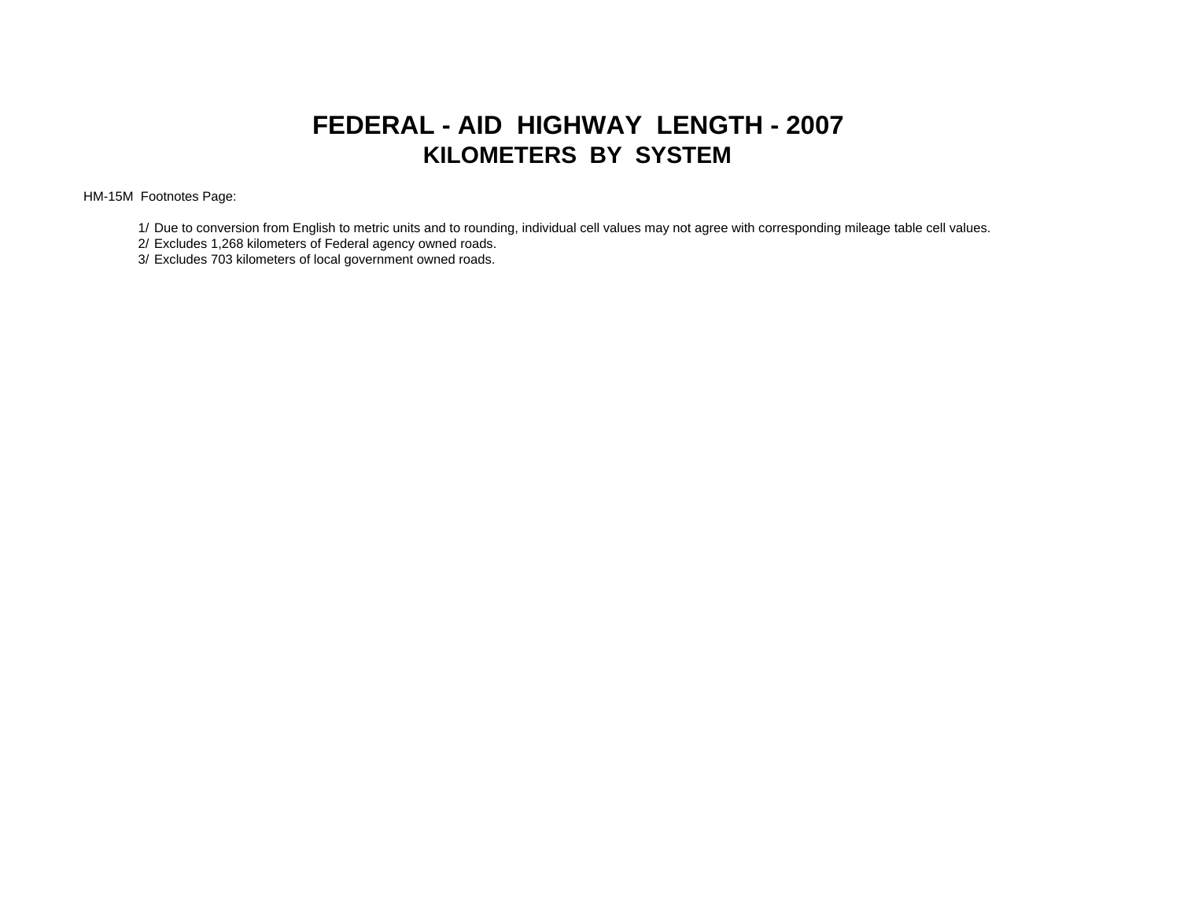# FEDERAL - AID HIGHWAY LENGTH - 2007
## KILOMETERS BY SYSTEM

HM-15M Footnotes Page:

1/ Due to conversion from English to metric units and to rounding, individual cell values may not agree with corresponding mileage table cell values.
2/ Excludes 1,268 kilometers of Federal agency owned roads.
3/ Excludes 703 kilometers of local government owned roads.